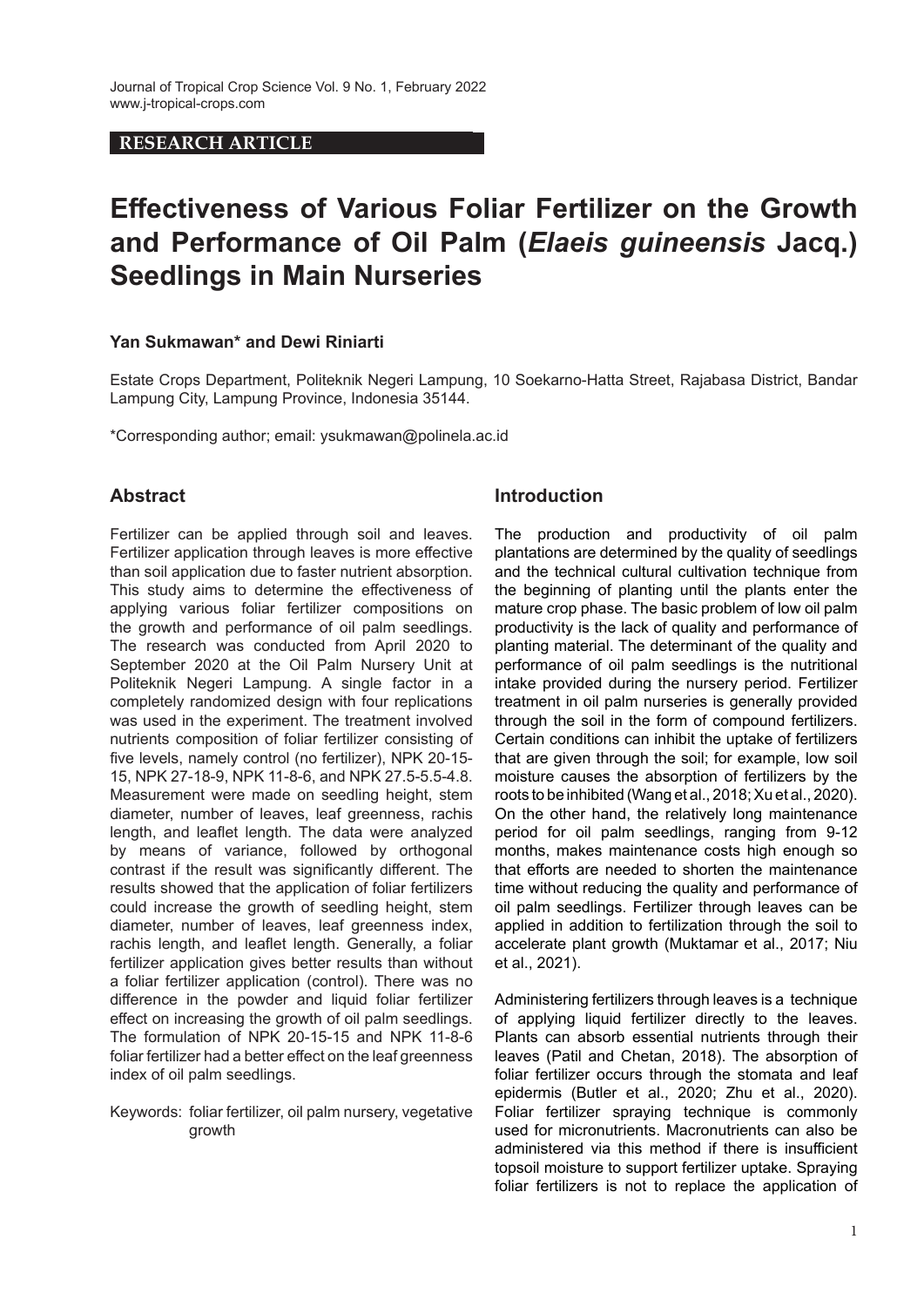RESEARCH ARTICLE

# Effectiveness of Various Foliar Fertilizer on the Growth and Performance of Oil Palm (*Elaeis guineensis* Jacq.) Seedlings in Main Nurseries

**Yan Sukmawan\* and Dewi Riniarti**

Estate Crops Department, Politeknik Negeri Lampung, 10 Soekarno-Hatta Street, Rajabasa District, Bandar Lampung City, Lampung Province, Indonesia 35144.

\*Corresponding author; email: ysukmawan@polinela.ac.id

## Abstract

Fertilizer can be applied through soil and leaves. Fertilizer application through leaves is more effective than soil application due to faster nutrient absorption. This study aims to determine the effectiveness of applying various foliar fertilizer compositions on the growth and performance of oil palm seedlings. The research was conducted from April 2020 to September 2020 at the Oil Palm Nursery Unit at Politeknik Negeri Lampung. A single factor in a completely randomized design with four replications was used in the experiment. The treatment involved nutrients composition of foliar fertilizer consisting of five levels, namely control (no fertilizer), NPK 20-15-15, NPK 27-18-9, NPK 11-8-6, and NPK 27.5-5.5-4.8. Measurement were made on seedling height, stem diameter, number of leaves, leaf greenness, rachis length, and leaflet length. The data were analyzed by means of variance, followed by orthogonal contrast if the result was significantly different. The results showed that the application of foliar fertilizers could increase the growth of seedling height, stem diameter, number of leaves, leaf greenness index, rachis length, and leaflet length. Generally, a foliar fertilizer application gives better results than without a foliar fertilizer application (control). There was no difference in the powder and liquid foliar fertilizer effect on increasing the growth of oil palm seedlings. The formulation of NPK 20-15-15 and NPK 11-8-6 foliar fertilizer had a better effect on the leaf greenness index of oil palm seedlings.

Keywords: foliar fertilizer, oil palm nursery, vegetative growth

## Introduction

The production and productivity of oil palm plantations are determined by the quality of seedlings and the technical cultural cultivation technique from the beginning of planting until the plants enter the mature crop phase. The basic problem of low oil palm productivity is the lack of quality and performance of planting material. The determinant of the quality and performance of oil palm seedlings is the nutritional intake provided during the nursery period. Fertilizer treatment in oil palm nurseries is generally provided through the soil in the form of compound fertilizers. Certain conditions can inhibit the uptake of fertilizers that are given through the soil; for example, low soil moisture causes the absorption of fertilizers by the roots to be inhibited (Wang et al., 2018; Xu et al., 2020). On the other hand, the relatively long maintenance period for oil palm seedlings, ranging from 9-12 months, makes maintenance costs high enough so that efforts are needed to shorten the maintenance time without reducing the quality and performance of oil palm seedlings. Fertilizer through leaves can be applied in addition to fertilization through the soil to accelerate plant growth (Muktamar et al., 2017; Niu et al., 2021).

Administering fertilizers through leaves is a technique of applying liquid fertilizer directly to the leaves. Plants can absorb essential nutrients through their leaves (Patil and Chetan, 2018). The absorption of foliar fertilizer occurs through the stomata and leaf epidermis (Butler et al., 2020; Zhu et al., 2020). Foliar fertilizer spraying technique is commonly used for micronutrients. Macronutrients can also be administered via this method if there is insufficient topsoil moisture to support fertilizer uptake. Spraying foliar fertilizers is not to replace the application of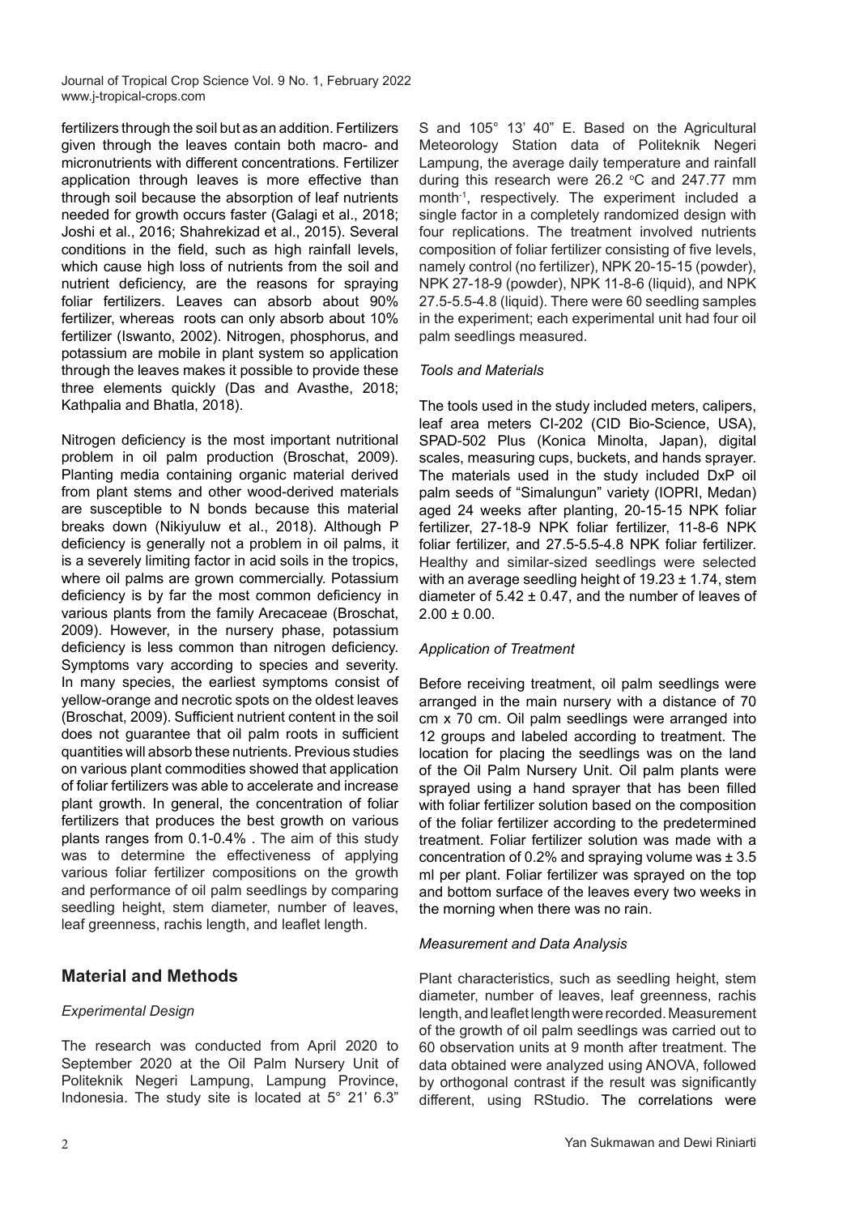fertilizers through the soil but as an addition. Fertilizers given through the leaves contain both macro- and micronutrients with different concentrations. Fertilizer application through leaves is more effective than through soil because the absorption of leaf nutrients needed for growth occurs faster (Galagi et al., 2018; Joshi et al., 2016; Shahrekizad et al., 2015). Several conditions in the field, such as high rainfall levels, which cause high loss of nutrients from the soil and nutrient deficiency, are the reasons for spraying foliar fertilizers. Leaves can absorb about 90% fertilizer, whereas roots can only absorb about 10% fertilizer (Iswanto, 2002). Nitrogen, phosphorus, and potassium are mobile in plant system so application through the leaves makes it possible to provide these three elements quickly (Das and Avasthe, 2018; Kathpalia and Bhatla, 2018).

Nitrogen deficiency is the most important nutritional problem in oil palm production (Broschat, 2009). Planting media containing organic material derived from plant stems and other wood-derived materials are susceptible to N bonds because this material breaks down (Nikiyuluw et al., 2018). Although P deficiency is generally not a problem in oil palms, it is a severely limiting factor in acid soils in the tropics, where oil palms are grown commercially. Potassium deficiency is by far the most common deficiency in various plants from the family Arecaceae (Broschat, 2009). However, in the nursery phase, potassium deficiency is less common than nitrogen deficiency. Symptoms vary according to species and severity. In many species, the earliest symptoms consist of yellow-orange and necrotic spots on the oldest leaves (Broschat, 2009). Sufficient nutrient content in the soil does not guarantee that oil palm roots in sufficient quantities will absorb these nutrients. Previous studies on various plant commodities showed that application of foliar fertilizers was able to accelerate and increase plant growth. In general, the concentration of foliar fertilizers that produces the best growth on various plants ranges from 0.1-0.4% . The aim of this study was to determine the effectiveness of applying various foliar fertilizer compositions on the growth and performance of oil palm seedlings by comparing seedling height, stem diameter, number of leaves, leaf greenness, rachis length, and leaflet length.

## Material and Methods

### *Experimental Design*

The research was conducted from April 2020 to September 2020 at the Oil Palm Nursery Unit of Politeknik Negeri Lampung, Lampung Province, Indonesia. The study site is located at 5° 21' 6.3" S and 105° 13' 40" E. Based on the Agricultural Meteorology Station data of Politeknik Negeri Lampung, the average daily temperature and rainfall during this research were 26.2 °C and 247.77 mm month$^{-1}$, respectively. The experiment included a single factor in a completely randomized design with four replications. The treatment involved nutrients composition of foliar fertilizer consisting of five levels, namely control (no fertilizer), NPK 20-15-15 (powder), NPK 27-18-9 (powder), NPK 11-8-6 (liquid), and NPK 27.5-5.5-4.8 (liquid). There were 60 seedling samples in the experiment; each experimental unit had four oil palm seedlings measured.

### *Tools and Materials*

The tools used in the study included meters, calipers, leaf area meters CI-202 (CID Bio-Science, USA), SPAD-502 Plus (Konica Minolta, Japan), digital scales, measuring cups, buckets, and hands sprayer. The materials used in the study included DxP oil palm seeds of "Simalungun" variety (IOPRI, Medan) aged 24 weeks after planting, 20-15-15 NPK foliar fertilizer, 27-18-9 NPK foliar fertilizer, 11-8-6 NPK foliar fertilizer, and 27.5-5.5-4.8 NPK foliar fertilizer. Healthy and similar-sized seedlings were selected with an average seedling height of 19.23 ± 1.74, stem diameter of 5.42 ± 0.47, and the number of leaves of 2.00 ± 0.00.

### *Application of Treatment*

Before receiving treatment, oil palm seedlings were arranged in the main nursery with a distance of 70 cm x 70 cm. Oil palm seedlings were arranged into 12 groups and labeled according to treatment. The location for placing the seedlings was on the land of the Oil Palm Nursery Unit. Oil palm plants were sprayed using a hand sprayer that has been filled with foliar fertilizer solution based on the composition of the foliar fertilizer according to the predetermined treatment. Foliar fertilizer solution was made with a concentration of 0.2% and spraying volume was ± 3.5 ml per plant. Foliar fertilizer was sprayed on the top and bottom surface of the leaves every two weeks in the morning when there was no rain.

### *Measurement and Data Analysis*

Plant characteristics, such as seedling height, stem diameter, number of leaves, leaf greenness, rachis length, and leaflet length were recorded. Measurement of the growth of oil palm seedlings was carried out to 60 observation units at 9 month after treatment. The data obtained were analyzed using ANOVA, followed by orthogonal contrast if the result was significantly different, using RStudio. The correlations were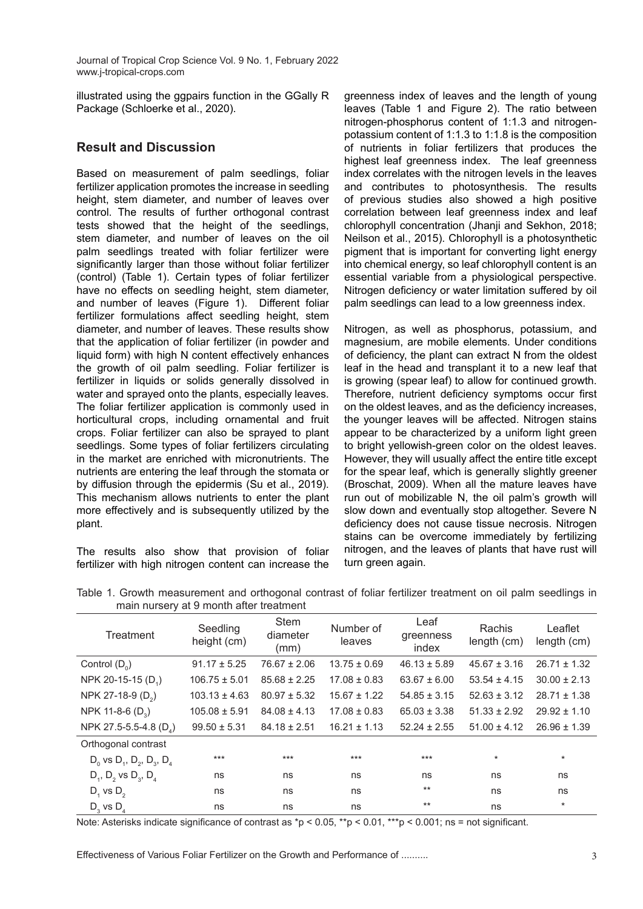illustrated using the ggpairs function in the GGally R Package (Schloerke et al., 2020).

## Result and Discussion

Based on measurement of palm seedlings, foliar fertilizer application promotes the increase in seedling height, stem diameter, and number of leaves over control. The results of further orthogonal contrast tests showed that the height of the seedlings, stem diameter, and number of leaves on the oil palm seedlings treated with foliar fertilizer were significantly larger than those without foliar fertilizer (control) (Table 1). Certain types of foliar fertilizer have no effects on seedling height, stem diameter, and number of leaves (Figure 1). Different foliar fertilizer formulations affect seedling height, stem diameter, and number of leaves. These results show that the application of foliar fertilizer (in powder and liquid form) with high N content effectively enhances the growth of oil palm seedling. Foliar fertilizer is fertilizer in liquids or solids generally dissolved in water and sprayed onto the plants, especially leaves. The foliar fertilizer application is commonly used in horticultural crops, including ornamental and fruit crops. Foliar fertilizer can also be sprayed to plant seedlings. Some types of foliar fertilizers circulating in the market are enriched with micronutrients. The nutrients are entering the leaf through the stomata or by diffusion through the epidermis (Su et al., 2019). This mechanism allows nutrients to enter the plant more effectively and is subsequently utilized by the plant.

The results also show that provision of foliar fertilizer with high nitrogen content can increase the greenness index of leaves and the length of young leaves (Table 1 and Figure 2). The ratio between nitrogen-phosphorus content of 1:1.3 and nitrogen-potassium content of 1:1.3 to 1:1.8 is the composition of nutrients in foliar fertilizers that produces the highest leaf greenness index. The leaf greenness index correlates with the nitrogen levels in the leaves and contributes to photosynthesis. The results of previous studies also showed a high positive correlation between leaf greenness index and leaf chlorophyll concentration (Jhanji and Sekhon, 2018; Neilson et al., 2015). Chlorophyll is a photosynthetic pigment that is important for converting light energy into chemical energy, so leaf chlorophyll content is an essential variable from a physiological perspective. Nitrogen deficiency or water limitation suffered by oil palm seedlings can lead to a low greenness index.

Nitrogen, as well as phosphorus, potassium, and magnesium, are mobile elements. Under conditions of deficiency, the plant can extract N from the oldest leaf in the head and transplant it to a new leaf that is growing (spear leaf) to allow for continued growth. Therefore, nutrient deficiency symptoms occur first on the oldest leaves, and as the deficiency increases, the younger leaves will be affected. Nitrogen stains appear to be characterized by a uniform light green to bright yellowish-green color on the oldest leaves. However, they will usually affect the entire title except for the spear leaf, which is generally slightly greener (Broschat, 2009). When all the mature leaves have run out of mobilizable N, the oil palm's growth will slow down and eventually stop altogether. Severe N deficiency does not cause tissue necrosis. Nitrogen stains can be overcome immediately by fertilizing nitrogen, and the leaves of plants that have rust will turn green again.

Table 1. Growth measurement and orthogonal contrast of foliar fertilizer treatment on oil palm seedlings in main nursery at 9 month after treatment

| Treatment | Seedling height (cm) | Stem diameter (mm) | Number of leaves | Leaf greenness index | Rachis length (cm) | Leaflet length (cm) |
|---|---|---|---|---|---|---|
| Control ($D_0$) | 91.17 ± 5.25 | 76.67 ± 2.06 | 13.75 ± 0.69 | 46.13 ± 5.89 | 45.67 ± 3.16 | 26.71 ± 1.32 |
| NPK 20-15-15 ($D_1$) | 106.75 ± 5.01 | 85.68 ± 2.25 | 17.08 ± 0.83 | 63.67 ± 6.00 | 53.54 ± 4.15 | 30.00 ± 2.13 |
| NPK 27-18-9 ($D_2$) | 103.13 ± 4.63 | 80.97 ± 5.32 | 15.67 ± 1.22 | 54.85 ± 3.15 | 52.63 ± 3.12 | 28.71 ± 1.38 |
| NPK 11-8-6 ($D_3$) | 105.08 ± 5.91 | 84.08 ± 4.13 | 17.08 ± 0.83 | 65.03 ± 3.38 | 51.33 ± 2.92 | 29.92 ± 1.10 |
| NPK 27.5-5.5-4.8 ($D_4$) | 99.50 ± 5.31 | 84.18 ± 2.51 | 16.21 ± 1.13 | 52.24 ± 2.55 | 51.00 ± 4.12 | 26.96 ± 1.39 |
| Orthogonal contrast | | | | | | |
| $D_0$ vs $D_1$, $D_2$, $D_3$, $D_4$ | *** | *** | *** | *** | * | * |
| $D_1$, $D_2$ vs $D_3$, $D_4$ | ns | ns | ns | ns | ns | ns |
| $D_1$ vs $D_2$ | ns | ns | ns | ** | ns | ns |
| $D_3$ vs $D_4$ | ns | ns | ns | ** | ns | * |

Note: Asterisks indicate significance of contrast as *$p < 0.05$, **$p < 0.01$, ***$p < 0.001$; ns = not significant.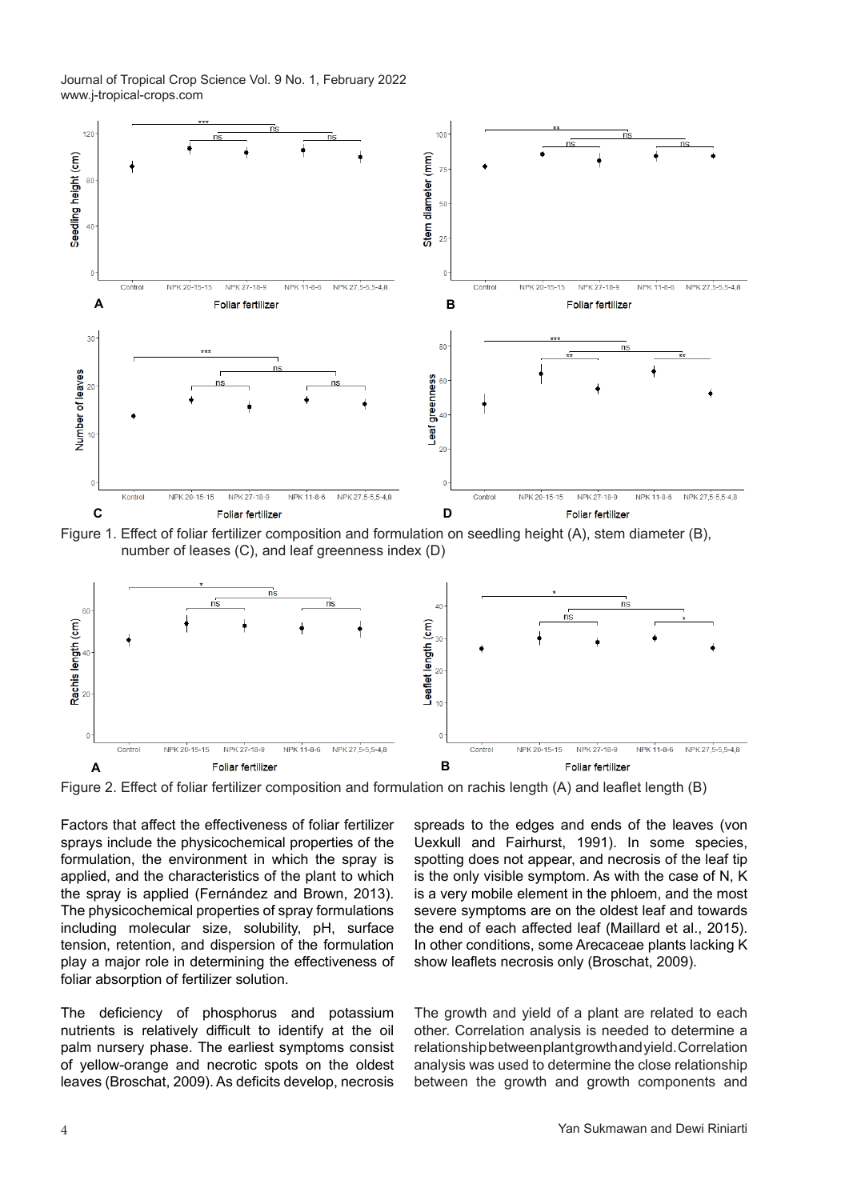Figure 1. Effect of foliar fertilizer composition and formulation on seedling height (A), stem diameter (B), number of leases (C), and leaf greenness index (D)

Figure 2. Effect of foliar fertilizer composition and formulation on rachis length (A) and leaflet length (B)

Factors that affect the effectiveness of foliar fertilizer sprays include the physicochemical properties of the formulation, the environment in which the spray is applied, and the characteristics of the plant to which the spray is applied (Fernández and Brown, 2013). The physicochemical properties of spray formulations including molecular size, solubility, pH, surface tension, retention, and dispersion of the formulation play a major role in determining the effectiveness of foliar absorption of fertilizer solution.

The deficiency of phosphorus and potassium nutrients is relatively difficult to identify at the oil palm nursery phase. The earliest symptoms consist of yellow-orange and necrotic spots on the oldest leaves (Broschat, 2009). As deficits develop, necrosis spreads to the edges and ends of the leaves (von Uexkull and Fairhurst, 1991). In some species, spotting does not appear, and necrosis of the leaf tip is the only visible symptom. As with the case of N, K is a very mobile element in the phloem, and the most severe symptoms are on the oldest leaf and towards the end of each affected leaf (Maillard et al., 2015). In other conditions, some Arecaceae plants lacking K show leaflets necrosis only (Broschat, 2009).

The growth and yield of a plant are related to each other. Correlation analysis is needed to determine a relationship between plant growth and yield. Correlation analysis was used to determine the close relationship between the growth and growth components and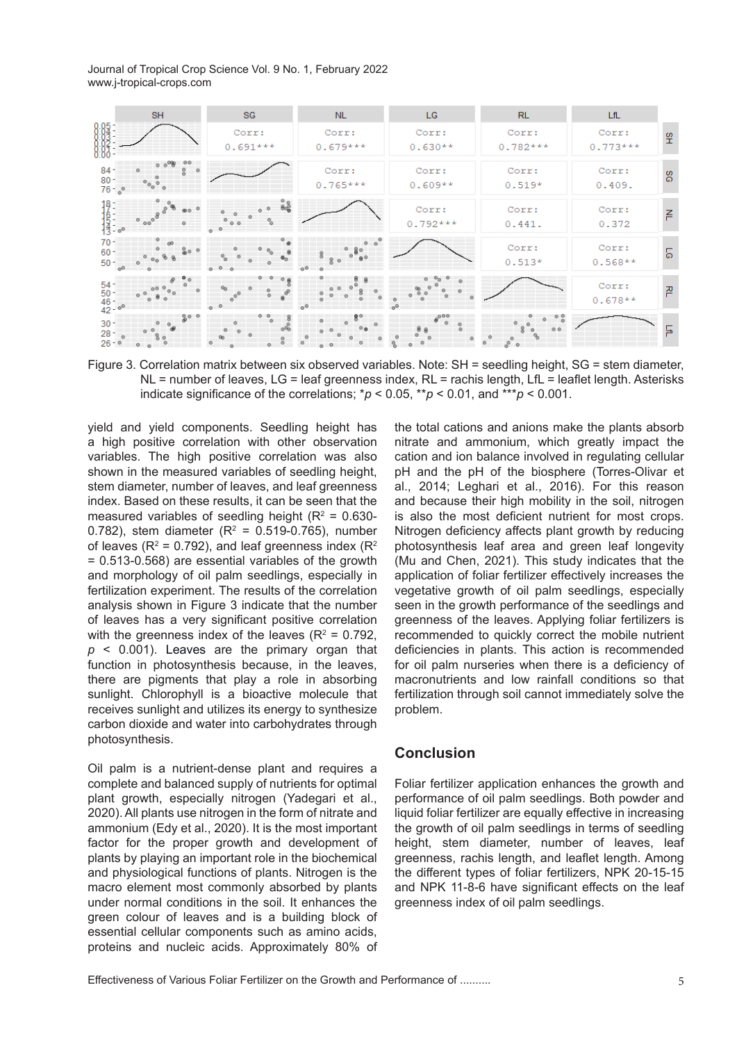Figure 3. Correlation matrix between six observed variables. Note: SH = seedling height, SG = stem diameter, NL = number of leaves, LG = leaf greenness index, RL = rachis length, LfL = leaflet length. Asterisks indicate significance of the correlations; \*$p < 0.05$, \*\*$p < 0.01$, and \*\*\*$p < 0.001$.

yield and yield components. Seedling height has a high positive correlation with other observation variables. The high positive correlation was also shown in the measured variables of seedling height, stem diameter, number of leaves, and leaf greenness index. Based on these results, it can be seen that the measured variables of seedling height ($R^2$ = 0.630-0.782), stem diameter ($R^2$ = 0.519-0.765), number of leaves ($R^2$ = 0.792), and leaf greenness index ($R^2$ = 0.513-0.568) are essential variables of the growth and morphology of oil palm seedlings, especially in fertilization experiment. The results of the correlation analysis shown in Figure 3 indicate that the number of leaves has a very significant positive correlation with the greenness index of the leaves ($R^2$ = 0.792, $p < 0.001$). Leaves are the primary organ that function in photosynthesis because, in the leaves, there are pigments that play a role in absorbing sunlight. Chlorophyll is a bioactive molecule that receives sunlight and utilizes its energy to synthesize carbon dioxide and water into carbohydrates through photosynthesis.

Oil palm is a nutrient-dense plant and requires a complete and balanced supply of nutrients for optimal plant growth, especially nitrogen (Yadegari et al., 2020). All plants use nitrogen in the form of nitrate and ammonium (Edy et al., 2020). It is the most important factor for the proper growth and development of plants by playing an important role in the biochemical and physiological functions of plants. Nitrogen is the macro element most commonly absorbed by plants under normal conditions in the soil. It enhances the green colour of leaves and is a building block of essential cellular components such as amino acids, proteins and nucleic acids. Approximately 80% of the total cations and anions make the plants absorb nitrate and ammonium, which greatly impact the cation and ion balance involved in regulating cellular pH and the pH of the biosphere (Torres-Olivar et al., 2014; Leghari et al., 2016). For this reason and because their high mobility in the soil, nitrogen is also the most deficient nutrient for most crops. Nitrogen deficiency affects plant growth by reducing photosynthesis leaf area and green leaf longevity (Mu and Chen, 2021). This study indicates that the application of foliar fertilizer effectively increases the vegetative growth of oil palm seedlings, especially seen in the growth performance of the seedlings and greenness of the leaves. Applying foliar fertilizers is recommended to quickly correct the mobile nutrient deficiencies in plants. This action is recommended for oil palm nurseries when there is a deficiency of macronutrients and low rainfall conditions so that fertilization through soil cannot immediately solve the problem.

## Conclusion

Foliar fertilizer application enhances the growth and performance of oil palm seedlings. Both powder and liquid foliar fertilizer are equally effective in increasing the growth of oil palm seedlings in terms of seedling height, stem diameter, number of leaves, leaf greenness, rachis length, and leaflet length. Among the different types of foliar fertilizers, NPK 20-15-15 and NPK 11-8-6 have significant effects on the leaf greenness index of oil palm seedlings.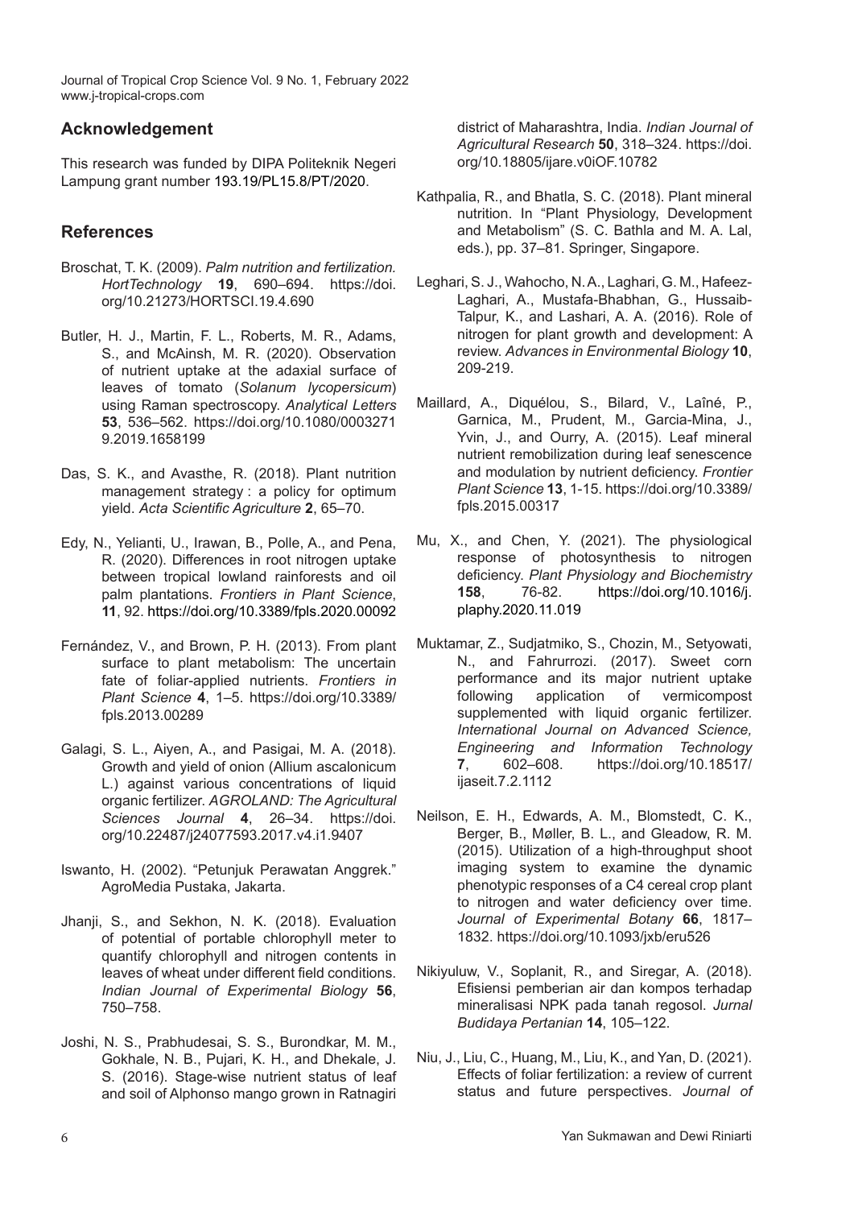## Acknowledgement

This research was funded by DIPA Politeknik Negeri Lampung grant number 193.19/PL15.8/PT/2020.

## References

Broschat, T. K. (2009). *Palm nutrition and fertilization. HortTechnology* **19**, 690–694. https://doi.org/10.21273/HORTSCI.19.4.690

Butler, H. J., Martin, F. L., Roberts, M. R., Adams, S., and McAinsh, M. R. (2020). Observation of nutrient uptake at the adaxial surface of leaves of tomato (*Solanum lycopersicum*) using Raman spectroscopy. *Analytical Letters* **53**, 536–562. https://doi.org/10.1080/00032719.2019.1658199

Das, S. K., and Avasthe, R. (2018). Plant nutrition management strategy : a policy for optimum yield. *Acta Scientific Agriculture* **2**, 65–70.

Edy, N., Yelianti, U., Irawan, B., Polle, A., and Pena, R. (2020). Differences in root nitrogen uptake between tropical lowland rainforests and oil palm plantations. *Frontiers in Plant Science*, **11**, 92. https://doi.org/10.3389/fpls.2020.00092

Fernández, V., and Brown, P. H. (2013). From plant surface to plant metabolism: The uncertain fate of foliar-applied nutrients. *Frontiers in Plant Science* **4**, 1–5. https://doi.org/10.3389/fpls.2013.00289

Galagi, S. L., Aiyen, A., and Pasigai, M. A. (2018). Growth and yield of onion (Allium ascalonicum L.) against various concentrations of liquid organic fertilizer. *AGROLAND: The Agricultural Sciences Journal* **4**, 26–34. https://doi.org/10.22487/j24077593.2017.v4.i1.9407

Iswanto, H. (2002). "Petunjuk Perawatan Anggrek." AgroMedia Pustaka, Jakarta.

Jhanji, S., and Sekhon, N. K. (2018). Evaluation of potential of portable chlorophyll meter to quantify chlorophyll and nitrogen contents in leaves of wheat under different field conditions. *Indian Journal of Experimental Biology* **56**, 750–758.

Joshi, N. S., Prabhudesai, S. S., Burondkar, M. M., Gokhale, N. B., Pujari, K. H., and Dhekale, J. S. (2016). Stage-wise nutrient status of leaf and soil of Alphonso mango grown in Ratnagiri district of Maharashtra, India. *Indian Journal of Agricultural Research* **50**, 318–324. https://doi.org/10.18805/ijare.v0iOF.10782

Kathpalia, R., and Bhatla, S. C. (2018). Plant mineral nutrition. In "Plant Physiology, Development and Metabolism" (S. C. Bathla and M. A. Lal, eds.), pp. 37–81. Springer, Singapore.

Leghari, S. J., Wahocho, N. A., Laghari, G. M., Hafeez-Laghari, A., Mustafa-Bhabhan, G., Hussaib-Talpur, K., and Lashari, A. A. (2016). Role of nitrogen for plant growth and development: A review. *Advances in Environmental Biology* **10**, 209-219.

Maillard, A., Diquélou, S., Bilard, V., Laîné, P., Garnica, M., Prudent, M., Garcia-Mina, J., Yvin, J., and Ourry, A. (2015). Leaf mineral nutrient remobilization during leaf senescence and modulation by nutrient deficiency. *Frontier Plant Science* **13**, 1-15. https://doi.org/10.3389/fpls.2015.00317

Mu, X., and Chen, Y. (2021). The physiological response of photosynthesis to nitrogen deficiency. *Plant Physiology and Biochemistry* **158**, 76-82. https://doi.org/10.1016/j.plaphy.2020.11.019

Muktamar, Z., Sudjatmiko, S., Chozin, M., Setyowati, N., and Fahrurrozi. (2017). Sweet corn performance and its major nutrient uptake following application of vermicompost supplemented with liquid organic fertilizer. *International Journal on Advanced Science, Engineering and Information Technology* **7**, 602–608. https://doi.org/10.18517/ijaseit.7.2.1112

Neilson, E. H., Edwards, A. M., Blomstedt, C. K., Berger, B., Møller, B. L., and Gleadow, R. M. (2015). Utilization of a high-throughput shoot imaging system to examine the dynamic phenotypic responses of a C4 cereal crop plant to nitrogen and water deficiency over time. *Journal of Experimental Botany* **66**, 1817–1832. https://doi.org/10.1093/jxb/eru526

Nikiyuluw, V., Soplanit, R., and Siregar, A. (2018). Efisiensi pemberian air dan kompos terhadap mineralisasi NPK pada tanah regosol. *Jurnal Budidaya Pertanian* **14**, 105–122.

Niu, J., Liu, C., Huang, M., Liu, K., and Yan, D. (2021). Effects of foliar fertilization: a review of current status and future perspectives. *Journal of*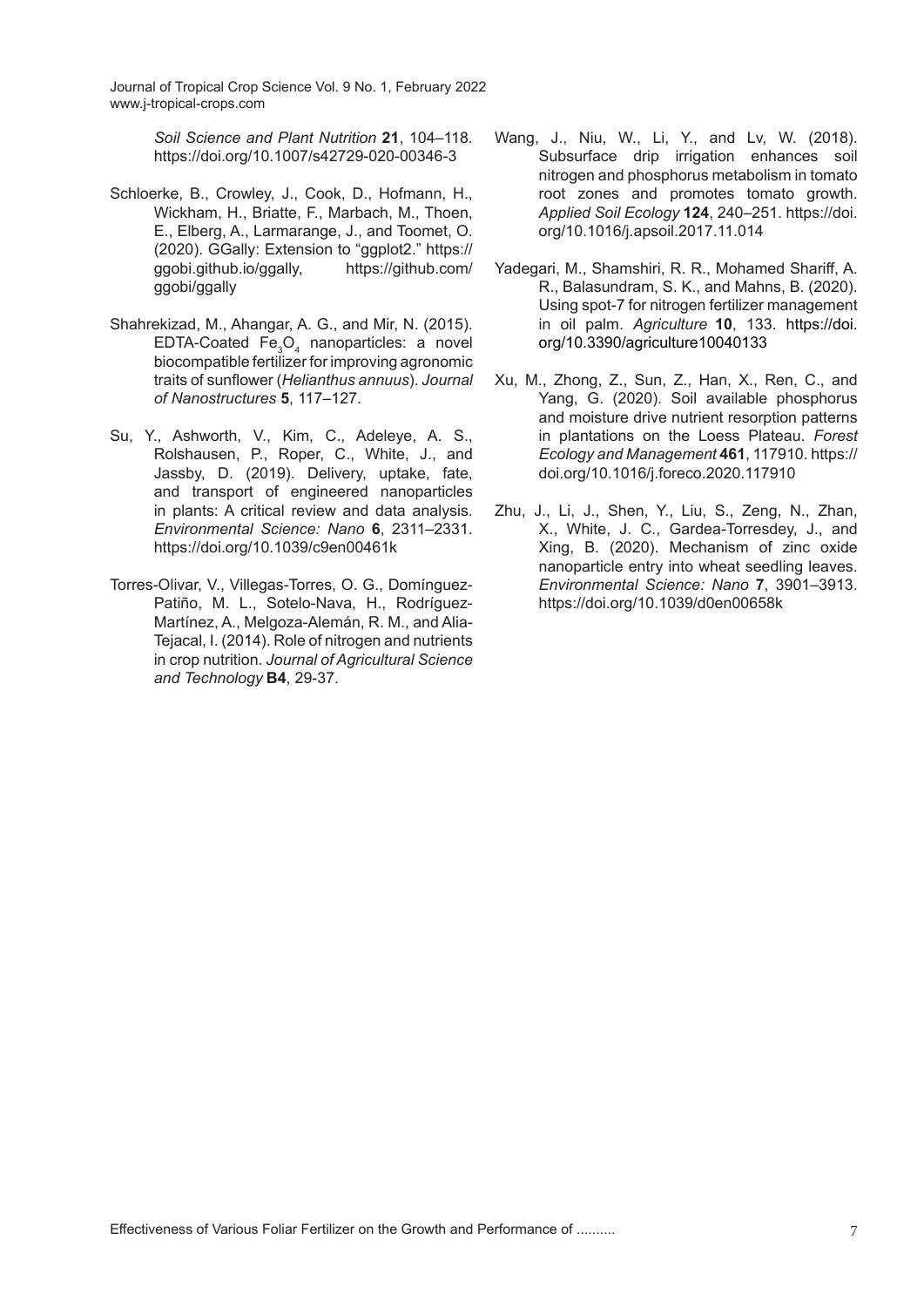*Soil Science and Plant Nutrition* **21**, 104–118. https://doi.org/10.1007/s42729-020-00346-3

Schloerke, B., Crowley, J., Cook, D., Hofmann, H., Wickham, H., Briatte, F., Marbach, M., Thoen, E., Elberg, A., Larmarange, J., and Toomet, O. (2020). GGally: Extension to "ggplot2." https://ggobi.github.io/ggally, https://github.com/ggobi/ggally

Shahrekizad, M., Ahangar, A. G., and Mir, N. (2015). EDTA-Coated $Fe_3O_4$ nanoparticles: a novel biocompatible fertilizer for improving agronomic traits of sunflower (*Helianthus annuus*). *Journal of Nanostructures* **5**, 117–127.

Su, Y., Ashworth, V., Kim, C., Adeleye, A. S., Rolshausen, P., Roper, C., White, J., and Jassby, D. (2019). Delivery, uptake, fate, and transport of engineered nanoparticles in plants: A critical review and data analysis. *Environmental Science: Nano* **6**, 2311–2331. https://doi.org/10.1039/c9en00461k

Torres-Olivar, V., Villegas-Torres, O. G., Domínguez-Patiño, M. L., Sotelo-Nava, H., Rodríguez-Martínez, A., Melgoza-Alemán, R. M., and Alia-Tejacal, I. (2014). Role of nitrogen and nutrients in crop nutrition. *Journal of Agricultural Science and Technology* **B4**, 29-37.

Wang, J., Niu, W., Li, Y., and Lv, W. (2018). Subsurface drip irrigation enhances soil nitrogen and phosphorus metabolism in tomato root zones and promotes tomato growth. *Applied Soil Ecology* **124**, 240–251. https://doi.org/10.1016/j.apsoil.2017.11.014

Yadegari, M., Shamshiri, R. R., Mohamed Shariff, A. R., Balasundram, S. K., and Mahns, B. (2020). Using spot-7 for nitrogen fertilizer management in oil palm. *Agriculture* **10**, 133. https://doi.org/10.3390/agriculture10040133

Xu, M., Zhong, Z., Sun, Z., Han, X., Ren, C., and Yang, G. (2020). Soil available phosphorus and moisture drive nutrient resorption patterns in plantations on the Loess Plateau. *Forest Ecology and Management* **461**, 117910. https://doi.org/10.1016/j.foreco.2020.117910

Zhu, J., Li, J., Shen, Y., Liu, S., Zeng, N., Zhan, X., White, J. C., Gardea-Torresdey, J., and Xing, B. (2020). Mechanism of zinc oxide nanoparticle entry into wheat seedling leaves. *Environmental Science: Nano* **7**, 3901–3913. https://doi.org/10.1039/d0en00658k